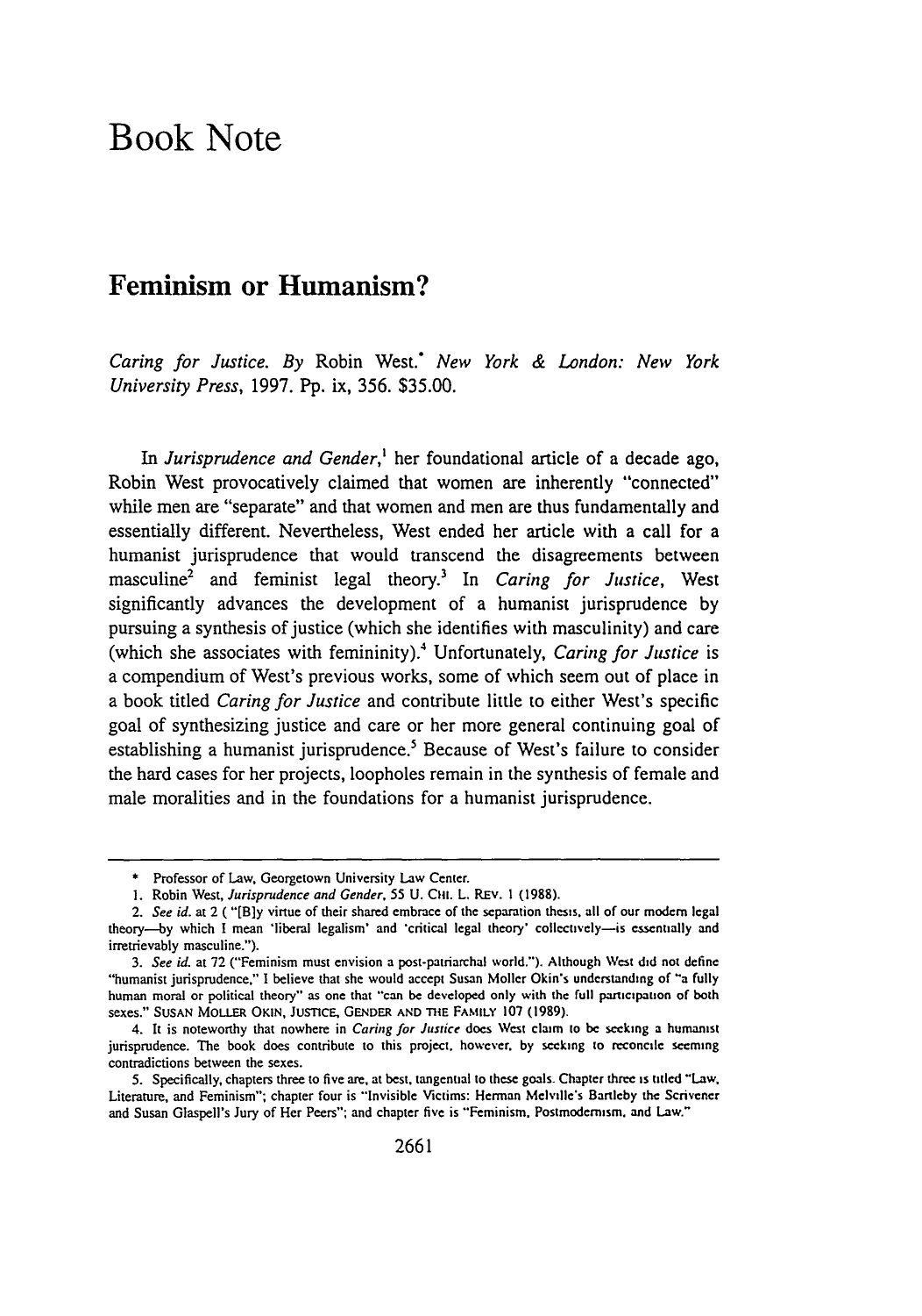# Book Note

## Feminism or Humanism?

*Caring for Justice. By* Robin West.* *New York & London: New York University Press*, 1997. Pp. ix, 356. $35.00.

In *Jurisprudence and Gender*,[1] her foundational article of a decade ago, Robin West provocatively claimed that women are inherently "connected" while men are "separate" and that women and men are thus fundamentally and essentially different. Nevertheless, West ended her article with a call for a humanist jurisprudence that would transcend the disagreements between masculine[2] and feminist legal theory.[3] In *Caring for Justice*, West significantly advances the development of a humanist jurisprudence by pursuing a synthesis of justice (which she identifies with masculinity) and care (which she associates with femininity).[4] Unfortunately, *Caring for Justice* is a compendium of West's previous works, some of which seem out of place in a book titled *Caring for Justice* and contribute little to either West's specific goal of synthesizing justice and care or her more general continuing goal of establishing a humanist jurisprudence.[5] Because of West's failure to consider the hard cases for her projects, loopholes remain in the synthesis of female and male moralities and in the foundations for a humanist jurisprudence.

---

\* Professor of Law, Georgetown University Law Center.

1. Robin West, *Jurisprudence and Gender*, 55 U. CHI. L. REV. 1 (1988).

2. *See id.* at 2 ("[B]y virtue of their shared embrace of the separation thesis, all of our modern legal theory—by which I mean 'liberal legalism' and 'critical legal theory' collectively—is essentially and irretrievably masculine.").

3. *See id.* at 72 ("Feminism must envision a post-patriarchal world."). Although West did not define "humanist jurisprudence," I believe that she would accept Susan Moller Okin's understanding of "a fully human moral or political theory" as one that "can be developed only with the full participation of both sexes." SUSAN MOLLER OKIN, JUSTICE, GENDER AND THE FAMILY 107 (1989).

4. It is noteworthy that nowhere in *Caring for Justice* does West claim to be seeking a humanist jurisprudence. The book does contribute to this project, however, by seeking to reconcile seeming contradictions between the sexes.

5. Specifically, chapters three to five are, at best, tangential to these goals. Chapter three is titled "Law, Literature, and Feminism"; chapter four is "Invisible Victims: Herman Melville's Bartleby the Scrivener and Susan Glaspell's Jury of Her Peers"; and chapter five is "Feminism, Postmodernism, and Law."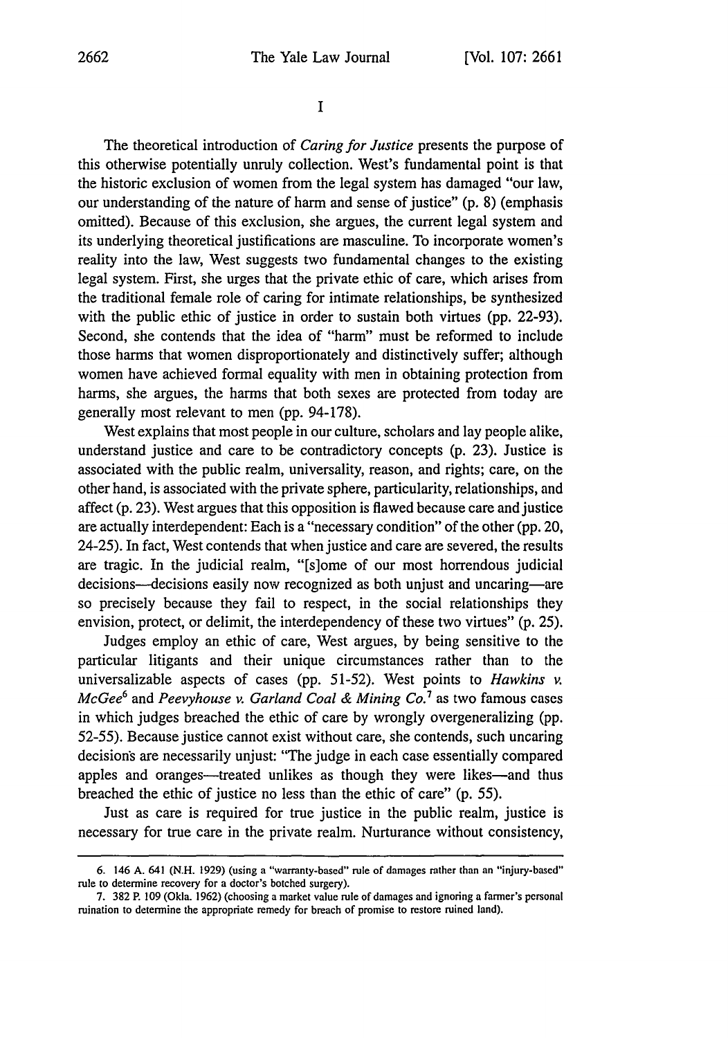# I

The theoretical introduction of *Caring for Justice* presents the purpose of this otherwise potentially unruly collection. West's fundamental point is that the historic exclusion of women from the legal system has damaged "our law, our understanding of the nature of harm and sense of justice" (p. 8) (emphasis omitted). Because of this exclusion, she argues, the current legal system and its underlying theoretical justifications are masculine. To incorporate women's reality into the law, West suggests two fundamental changes to the existing legal system. First, she urges that the private ethic of care, which arises from the traditional female role of caring for intimate relationships, be synthesized with the public ethic of justice in order to sustain both virtues (pp. 22-93). Second, she contends that the idea of "harm" must be reformed to include those harms that women disproportionately and distinctively suffer; although women have achieved formal equality with men in obtaining protection from harms, she argues, the harms that both sexes are protected from today are generally most relevant to men (pp. 94-178).

West explains that most people in our culture, scholars and lay people alike, understand justice and care to be contradictory concepts (p. 23). Justice is associated with the public realm, universality, reason, and rights; care, on the other hand, is associated with the private sphere, particularity, relationships, and affect (p. 23). West argues that this opposition is flawed because care and justice are actually interdependent: Each is a "necessary condition" of the other (pp. 20, 24-25). In fact, West contends that when justice and care are severed, the results are tragic. In the judicial realm, "[s]ome of our most horrendous judicial decisions—decisions easily now recognized as both unjust and uncaring—are so precisely because they fail to respect, in the social relationships they envision, protect, or delimit, the interdependency of these two virtues" (p. 25).

Judges employ an ethic of care, West argues, by being sensitive to the particular litigants and their unique circumstances rather than to the universalizable aspects of cases (pp. 51-52). West points to *Hawkins v. McGee*[6] and *Peevyhouse v. Garland Coal & Mining Co.*[7] as two famous cases in which judges breached the ethic of care by wrongly overgeneralizing (pp. 52-55). Because justice cannot exist without care, she contends, such uncaring decisions are necessarily unjust: "The judge in each case essentially compared apples and oranges—treated unlikes as though they were likes—and thus breached the ethic of justice no less than the ethic of care" (p. 55).

Just as care is required for true justice in the public realm, justice is necessary for true care in the private realm. Nurturance without consistency,

---

6. 146 A. 641 (N.H. 1929) (using a "warranty-based" rule of damages rather than an "injury-based" rule to determine recovery for a doctor's botched surgery).

7. 382 P. 109 (Okla. 1962) (choosing a market value rule of damages and ignoring a farmer's personal ruination to determine the appropriate remedy for breach of promise to restore ruined land).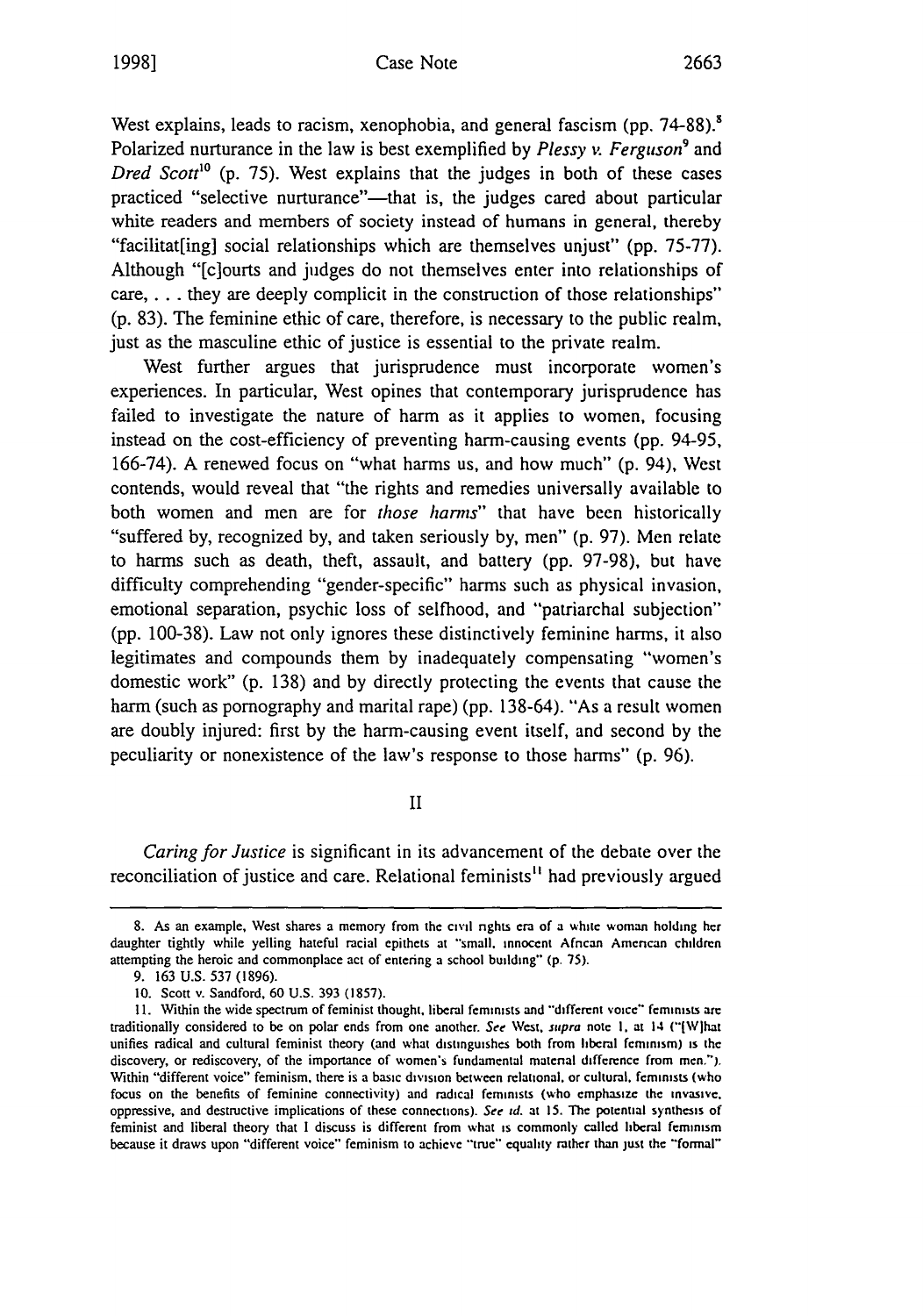West explains, leads to racism, xenophobia, and general fascism (pp. 74-88).[8] Polarized nurturance in the law is best exemplified by *Plessy v. Ferguson*[9] and *Dred Scott*[10] (p. 75). West explains that the judges in both of these cases practiced "selective nurturance"—that is, the judges cared about particular white readers and members of society instead of humans in general, thereby "facilitat[ing] social relationships which are themselves unjust" (pp. 75-77). Although "[c]ourts and judges do not themselves enter into relationships of care, . . . they are deeply complicit in the construction of those relationships" (p. 83). The feminine ethic of care, therefore, is necessary to the public realm, just as the masculine ethic of justice is essential to the private realm.

West further argues that jurisprudence must incorporate women's experiences. In particular, West opines that contemporary jurisprudence has failed to investigate the nature of harm as it applies to women, focusing instead on the cost-efficiency of preventing harm-causing events (pp. 94-95, 166-74). A renewed focus on "what harms us, and how much" (p. 94), West contends, would reveal that "the rights and remedies universally available to both women and men are for *those harms*" that have been historically "suffered by, recognized by, and taken seriously by, men" (p. 97). Men relate to harms such as death, theft, assault, and battery (pp. 97-98), but have difficulty comprehending "gender-specific" harms such as physical invasion, emotional separation, psychic loss of selfhood, and "patriarchal subjection" (pp. 100-38). Law not only ignores these distinctively feminine harms, it also legitimates and compounds them by inadequately compensating "women's domestic work" (p. 138) and by directly protecting the events that cause the harm (such as pornography and marital rape) (pp. 138-64). "As a result women are doubly injured: first by the harm-causing event itself, and second by the peculiarity or nonexistence of the law's response to those harms" (p. 96).

## II

*Caring for Justice* is significant in its advancement of the debate over the reconciliation of justice and care. Relational feminists[11] had previously argued

---

8. As an example, West shares a memory from the civil rights era of a white woman holding her daughter tightly while yelling hateful racial epithets at "small, innocent African American children attempting the heroic and commonplace act of entering a school building" (p. 75).

9. 163 U.S. 537 (1896).

10. Scott v. Sandford, 60 U.S. 393 (1857).

11. Within the wide spectrum of feminist thought, liberal feminists and "different voice" feminists are traditionally considered to be on polar ends from one another. *See* West, *supra* note 1, at 14 ("[W]hat unifies radical and cultural feminist theory (and what distinguishes both from liberal feminism) is the discovery, or rediscovery, of the importance of women's fundamental material difference from men."). Within "different voice" feminism, there is a basic division between relational, or cultural, feminists (who focus on the benefits of feminine connectivity) and radical feminists (who emphasize the invasive, oppressive, and destructive implications of these connections). *See id.* at 15. The potential synthesis of feminist and liberal theory that I discuss is different from what is commonly called liberal feminism because it draws upon "different voice" feminism to achieve "true" equality rather than just the "formal"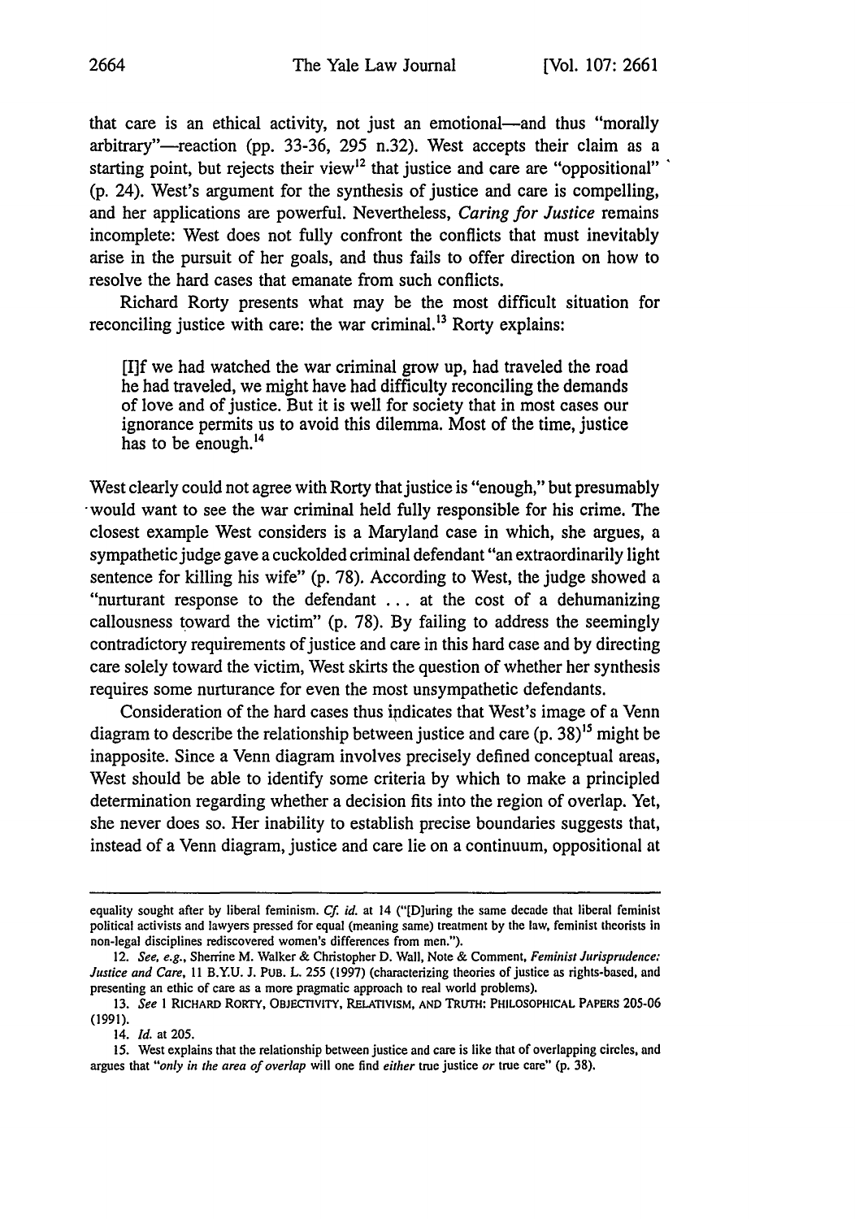that care is an ethical activity, not just an emotional—and thus "morally arbitrary"—reaction (pp. 33-36, 295 n.32). West accepts their claim as a starting point, but rejects their view[12] that justice and care are "oppositional" (p. 24). West's argument for the synthesis of justice and care is compelling, and her applications are powerful. Nevertheless, *Caring for Justice* remains incomplete: West does not fully confront the conflicts that must inevitably arise in the pursuit of her goals, and thus fails to offer direction on how to resolve the hard cases that emanate from such conflicts.

Richard Rorty presents what may be the most difficult situation for reconciling justice with care: the war criminal.[13] Rorty explains:

> [I]f we had watched the war criminal grow up, had traveled the road he had traveled, we might have had difficulty reconciling the demands of love and of justice. But it is well for society that in most cases our ignorance permits us to avoid this dilemma. Most of the time, justice has to be enough.[14]

West clearly could not agree with Rorty that justice is "enough," but presumably would want to see the war criminal held fully responsible for his crime. The closest example West considers is a Maryland case in which, she argues, a sympathetic judge gave a cuckolded criminal defendant "an extraordinarily light sentence for killing his wife" (p. 78). According to West, the judge showed a "nurturant response to the defendant ... at the cost of a dehumanizing callousness toward the victim" (p. 78). By failing to address the seemingly contradictory requirements of justice and care in this hard case and by directing care solely toward the victim, West skirts the question of whether her synthesis requires some nurturance for even the most unsympathetic defendants.

Consideration of the hard cases thus indicates that West's image of a Venn diagram to describe the relationship between justice and care (p. 38)[15] might be inapposite. Since a Venn diagram involves precisely defined conceptual areas, West should be able to identify some criteria by which to make a principled determination regarding whether a decision fits into the region of overlap. Yet, she never does so. Her inability to establish precise boundaries suggests that, instead of a Venn diagram, justice and care lie on a continuum, oppositional at

---

equality sought after by liberal feminism. *Cf. id.* at 14 ("[D]uring the same decade that liberal feminist political activists and lawyers pressed for equal (meaning same) treatment by the law, feminist theorists in non-legal disciplines rediscovered women's differences from men.").

12. *See, e.g.*, Sherrine M. Walker & Christopher D. Wall, Note & Comment, *Feminist Jurisprudence: Justice and Care*, 11 B.Y.U. J. PUB. L. 255 (1997) (characterizing theories of justice as rights-based, and presenting an ethic of care as a more pragmatic approach to real world problems).

13. *See* 1 RICHARD RORTY, OBJECTIVITY, RELATIVISM, AND TRUTH: PHILOSOPHICAL PAPERS 205-06 (1991).

14. *Id.* at 205.

15. West explains that the relationship between justice and care is like that of overlapping circles, and argues that "*only in the area of overlap* will one find *either* true justice *or* true care" (p. 38).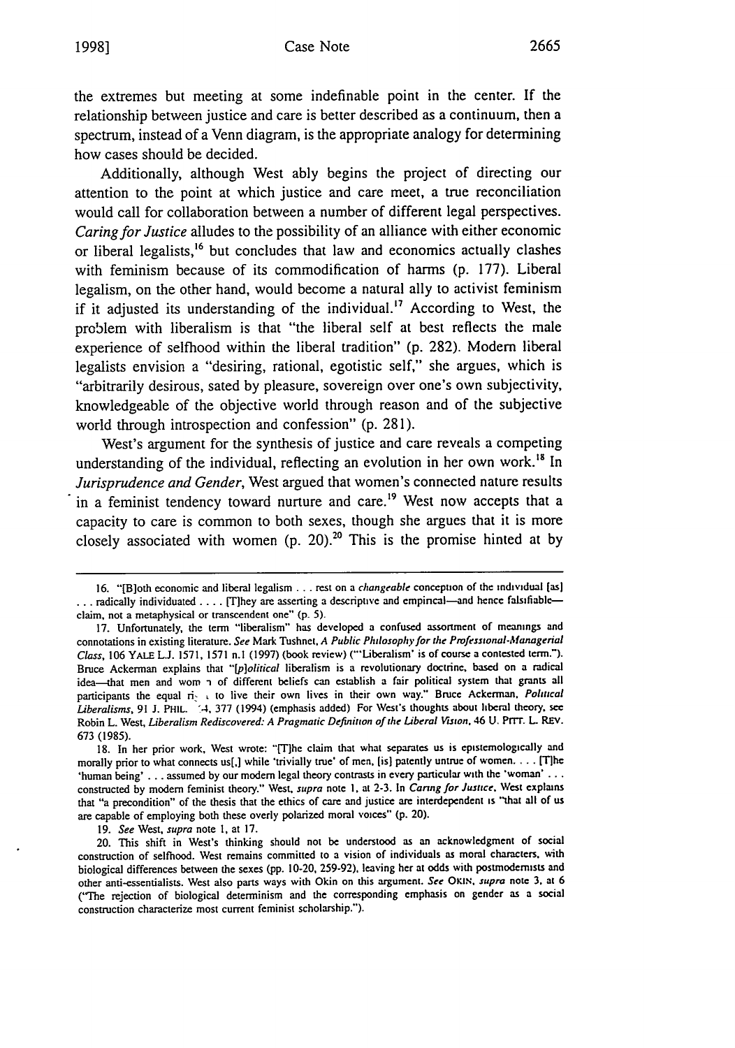the extremes but meeting at some indefinable point in the center. If the relationship between justice and care is better described as a continuum, then a spectrum, instead of a Venn diagram, is the appropriate analogy for determining how cases should be decided.

Additionally, although West ably begins the project of directing our attention to the point at which justice and care meet, a true reconciliation would call for collaboration between a number of different legal perspectives. *Caring for Justice* alludes to the possibility of an alliance with either economic or liberal legalists,[16] but concludes that law and economics actually clashes with feminism because of its commodification of harms (p. 177). Liberal legalism, on the other hand, would become a natural ally to activist feminism if it adjusted its understanding of the individual.[17] According to West, the problem with liberalism is that "the liberal self at best reflects the male experience of selfhood within the liberal tradition" (p. 282). Modern liberal legalists envision a "desiring, rational, egotistic self," she argues, which is "arbitrarily desirous, sated by pleasure, sovereign over one's own subjectivity, knowledgeable of the objective world through reason and of the subjective world through introspection and confession" (p. 281).

West's argument for the synthesis of justice and care reveals a competing understanding of the individual, reflecting an evolution in her own work.[18] In *Jurisprudence and Gender*, West argued that women's connected nature results in a feminist tendency toward nurture and care.[19] West now accepts that a capacity to care is common to both sexes, though she argues that it is more closely associated with women (p. 20).[20] This is the promise hinted at by

---

16. "[B]oth economic and liberal legalism . . . rest on a *changeable* conception of the individual [as] . . . radically individuated . . . . [T]hey are asserting a descriptive and empirical—and hence falsifiable—claim, not a metaphysical or transcendent one" (p. 5).

17. Unfortunately, the term "liberalism" has developed a confused assortment of meanings and connotations in existing literature. *See* Mark Tushnet, *A Public Philosophy for the Professional-Managerial Class*, 106 YALE L.J. 1571, 1571 n.1 (1997) (book review) ("'Liberalism' is of course a contested term."). Bruce Ackerman explains that "*[p]olitical* liberalism is a revolutionary doctrine, based on a radical idea—that men and wom n of different beliefs can establish a fair political system that grants all participants the equal ri to live their own lives in their own way." Bruce Ackerman, *Political Liberalisms*, 91 J. PHIL. 4, 377 (1994) (emphasis added) For West's thoughts about liberal theory, see Robin L. West, *Liberalism Rediscovered: A Pragmatic Definition of the Liberal Vision*, 46 U. PITT. L. REV. 673 (1985).

18. In her prior work, West wrote: "[T]he claim that what separates us is epistemologically and morally prior to what connects us[,] while 'trivially true' of men, [is] patently untrue of women. . . . [T]he 'human being' . . . assumed by our modern legal theory contrasts in every particular with the 'woman' . . . constructed by modern feminist theory." West, *supra* note 1, at 2-3. In *Caring for Justice*, West explains that "a precondition" of the thesis that the ethics of care and justice are interdependent is "that all of us are capable of employing both these overly polarized moral voices" (p. 20).

19. *See* West, *supra* note 1, at 17.

20. This shift in West's thinking should not be understood as an acknowledgment of social construction of selfhood. West remains committed to a vision of individuals as moral characters, with biological differences between the sexes (pp. 10-20, 259-92), leaving her at odds with postmodernists and other anti-essentialists. West also parts ways with Okin on this argument. *See* OKIN, *supra* note 3, at 6 ("The rejection of biological determinism and the corresponding emphasis on gender as a social construction characterize most current feminist scholarship.").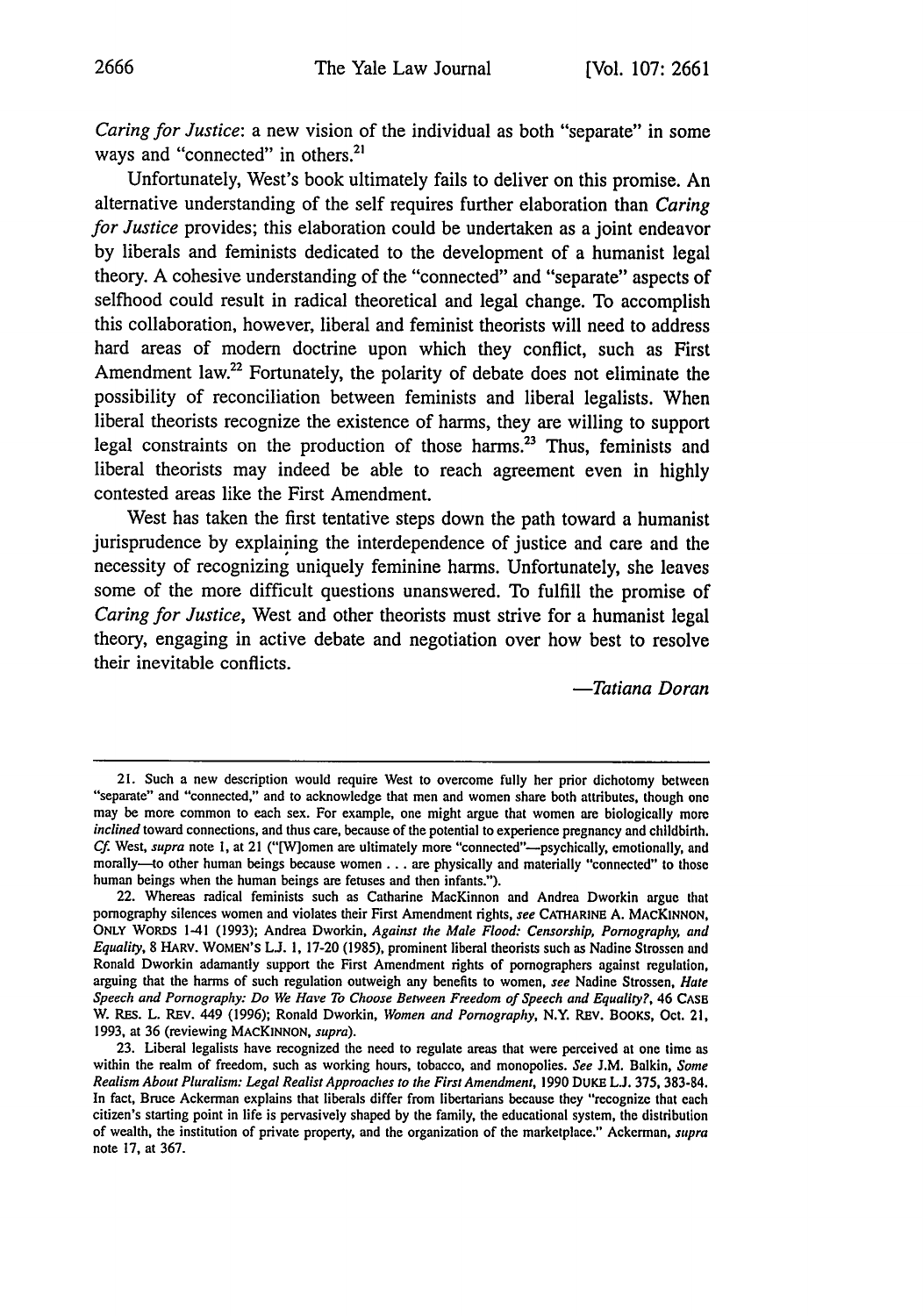*Caring for Justice*: a new vision of the individual as both "separate" in some ways and "connected" in others.[21]

Unfortunately, West's book ultimately fails to deliver on this promise. An alternative understanding of the self requires further elaboration than *Caring for Justice* provides; this elaboration could be undertaken as a joint endeavor by liberals and feminists dedicated to the development of a humanist legal theory. A cohesive understanding of the "connected" and "separate" aspects of selfhood could result in radical theoretical and legal change. To accomplish this collaboration, however, liberal and feminist theorists will need to address hard areas of modern doctrine upon which they conflict, such as First Amendment law.[22] Fortunately, the polarity of debate does not eliminate the possibility of reconciliation between feminists and liberal legalists. When liberal theorists recognize the existence of harms, they are willing to support legal constraints on the production of those harms.[23] Thus, feminists and liberal theorists may indeed be able to reach agreement even in highly contested areas like the First Amendment.

West has taken the first tentative steps down the path toward a humanist jurisprudence by explaining the interdependence of justice and care and the necessity of recognizing uniquely feminine harms. Unfortunately, she leaves some of the more difficult questions unanswered. To fulfill the promise of *Caring for Justice*, West and other theorists must strive for a humanist legal theory, engaging in active debate and negotiation over how best to resolve their inevitable conflicts.

*—Tatiana Doran*

---

21. Such a new description would require West to overcome fully her prior dichotomy between "separate" and "connected," and to acknowledge that men and women share both attributes, though one may be more common to each sex. For example, one might argue that women are biologically more *inclined* toward connections, and thus care, because of the potential to experience pregnancy and childbirth. *Cf.* West, *supra* note 1, at 21 ("[W]omen are ultimately more "connected"—psychically, emotionally, and morally—to other human beings because women . . . are physically and materially "connected" to those human beings when the human beings are fetuses and then infants.").

22. Whereas radical feminists such as Catharine MacKinnon and Andrea Dworkin argue that pornography silences women and violates their First Amendment rights, *see* CATHARINE A. MACKINNON, ONLY WORDS 1-41 (1993); Andrea Dworkin, *Against the Male Flood: Censorship, Pornography, and Equality*, 8 HARV. WOMEN'S L.J. 1, 17-20 (1985), prominent liberal theorists such as Nadine Strossen and Ronald Dworkin adamantly support the First Amendment rights of pornographers against regulation, arguing that the harms of such regulation outweigh any benefits to women, *see* Nadine Strossen, *Hate Speech and Pornography: Do We Have To Choose Between Freedom of Speech and Equality?*, 46 CASE W. RES. L. REV. 449 (1996); Ronald Dworkin, *Women and Pornography*, N.Y. REV. BOOKS, Oct. 21, 1993, at 36 (reviewing MACKINNON, *supra*).

23. Liberal legalists have recognized the need to regulate areas that were perceived at one time as within the realm of freedom, such as working hours, tobacco, and monopolies. *See* J.M. Balkin, *Some Realism About Pluralism: Legal Realist Approaches to the First Amendment*, 1990 DUKE L.J. 375, 383-84. In fact, Bruce Ackerman explains that liberals differ from libertarians because they "recognize that each citizen's starting point in life is pervasively shaped by the family, the educational system, the distribution of wealth, the institution of private property, and the organization of the marketplace." Ackerman, *supra* note 17, at 367.